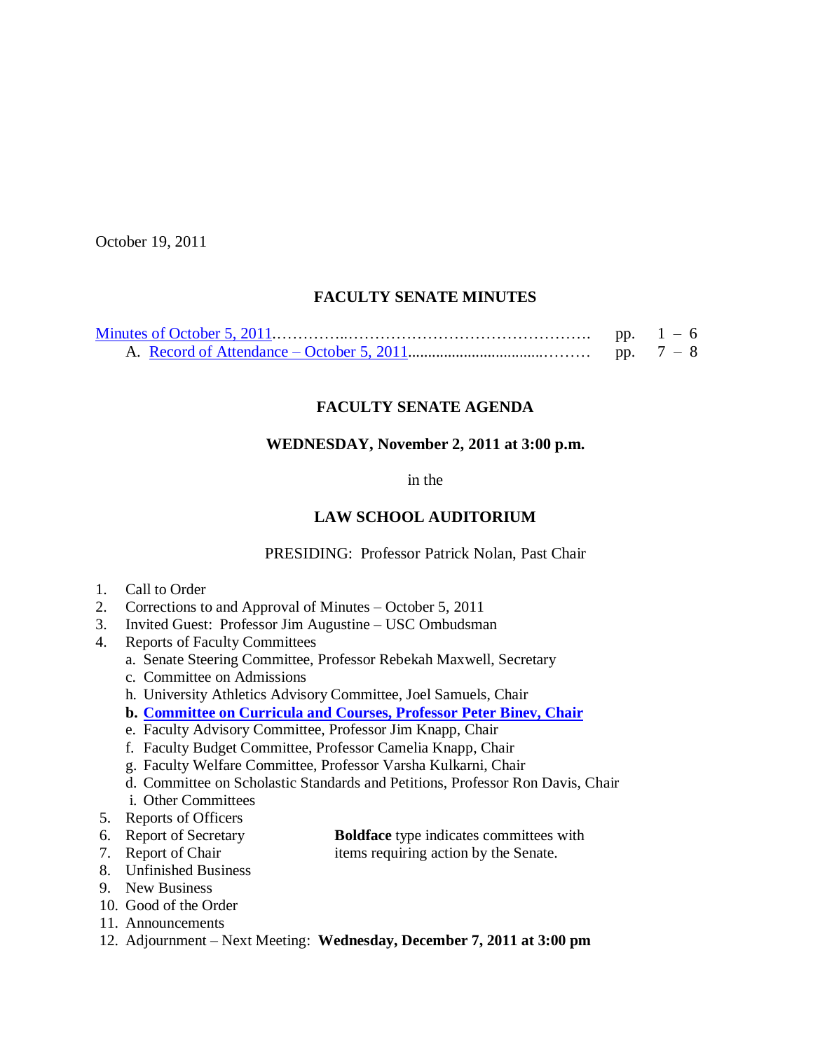October 19, 2011

**FACULTY SENATE MINUTES**

Minutes of October 5, 2011.............................................................. pp. 1 – 6

A. Record of Attendance – October 5, 2011.......................................... pp. 7 – 8

**FACULTY SENATE AGENDA**

**WEDNESDAY, November 2, 2011 at 3:00 p.m.**

in the

**LAW SCHOOL AUDITORIUM**

PRESIDING: Professor Patrick Nolan, Past Chair

1. Call to Order
2. Corrections to and Approval of Minutes – October 5, 2011
3. Invited Guest: Professor Jim Augustine – USC Ombudsman
4. Reports of Faculty Committees
   a. Senate Steering Committee, Professor Rebekah Maxwell, Secretary
   c. Committee on Admissions
   h. University Athletics Advisory Committee, Joel Samuels, Chair
   **b. Committee on Curricula and Courses, Professor Peter Binev, Chair**
   e. Faculty Advisory Committee, Professor Jim Knapp, Chair
   f. Faculty Budget Committee, Professor Camelia Knapp, Chair
   g. Faculty Welfare Committee, Professor Varsha Kulkarni, Chair
   d. Committee on Scholastic Standards and Petitions, Professor Ron Davis, Chair
   i. Other Committees
5. Reports of Officers
6. Report of Secretary
7. Report of Chair
8. Unfinished Business
9. New Business
10. Good of the Order
11. Announcements
12. Adjournment – Next Meeting: **Wednesday, December 7, 2011 at 3:00 pm**

**Boldface** type indicates committees with items requiring action by the Senate.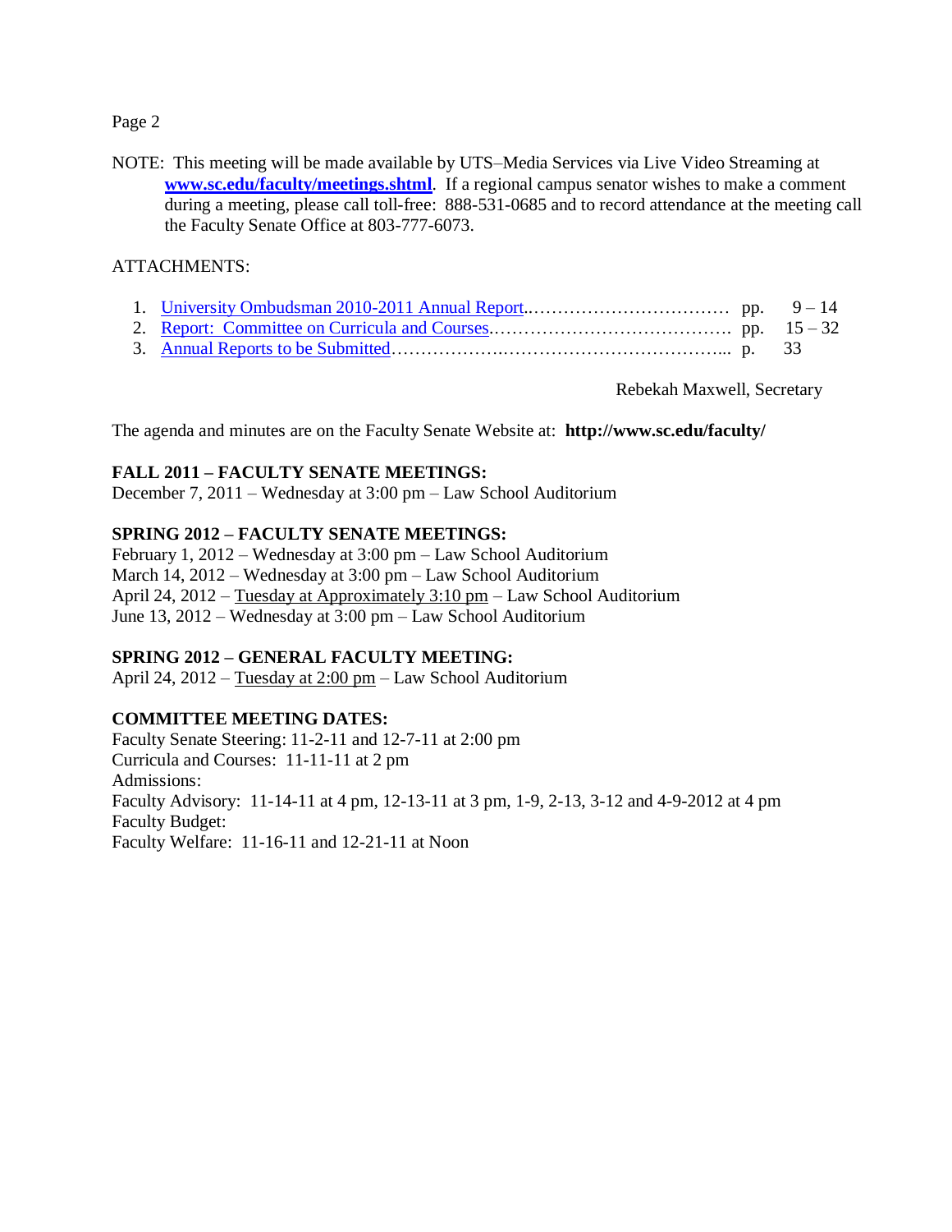NOTE: This meeting will be made available by UTS–Media Services via Live Video Streaming at **www.sc.edu/faculty/meetings.shtml**. If a regional campus senator wishes to make a comment during a meeting, please call toll-free: 888-531-0685 and to record attendance at the meeting call the Faculty Senate Office at 803-777-6073.

ATTACHMENTS:

1. University Ombudsman 2010-2011 Annual Report................................ pp. 9 – 14
2. Report: Committee on Curricula and Courses....................................... pp. 15 – 32
3. Annual Reports to be Submitted....................................................... p. 33

Rebekah Maxwell, Secretary

The agenda and minutes are on the Faculty Senate Website at: **http://www.sc.edu/faculty/**

**FALL 2011 – FACULTY SENATE MEETINGS:**
December 7, 2011 – Wednesday at 3:00 pm – Law School Auditorium

**SPRING 2012 – FACULTY SENATE MEETINGS:**
February 1, 2012 – Wednesday at 3:00 pm – Law School Auditorium
March 14, 2012 – Wednesday at 3:00 pm – Law School Auditorium
April 24, 2012 – Tuesday at Approximately 3:10 pm – Law School Auditorium
June 13, 2012 – Wednesday at 3:00 pm – Law School Auditorium

**SPRING 2012 – GENERAL FACULTY MEETING:**
April 24, 2012 – Tuesday at 2:00 pm – Law School Auditorium

**COMMITTEE MEETING DATES:**
Faculty Senate Steering: 11-2-11 and 12-7-11 at 2:00 pm
Curricula and Courses: 11-11-11 at 2 pm
Admissions:
Faculty Advisory: 11-14-11 at 4 pm, 12-13-11 at 3 pm, 1-9, 2-13, 3-12 and 4-9-2012 at 4 pm
Faculty Budget:
Faculty Welfare: 11-16-11 and 12-21-11 at Noon